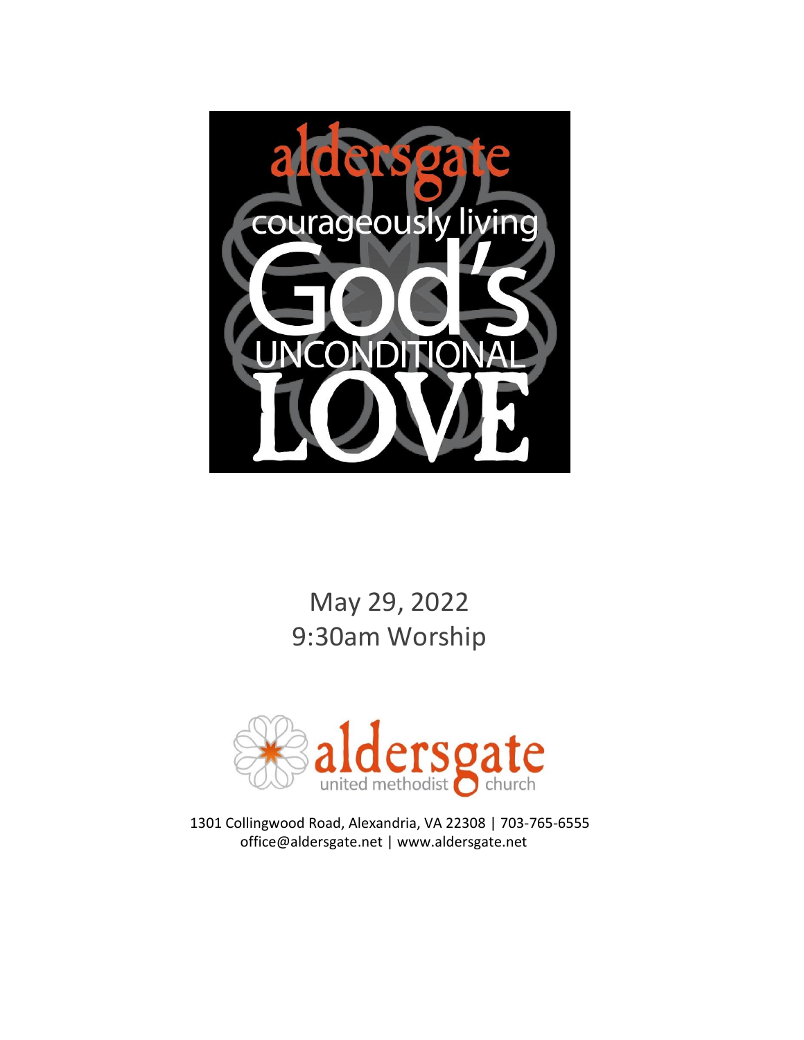aldersgate

courageously living

God's

UNCONDITIONAL

LOVE

# May 29, 2022
# 9:30am Worship

aldersgate
united methodist church

1301 Collingwood Road, Alexandria, VA 22308 | 703-765-6555
office@aldersgate.net | www.aldersgate.net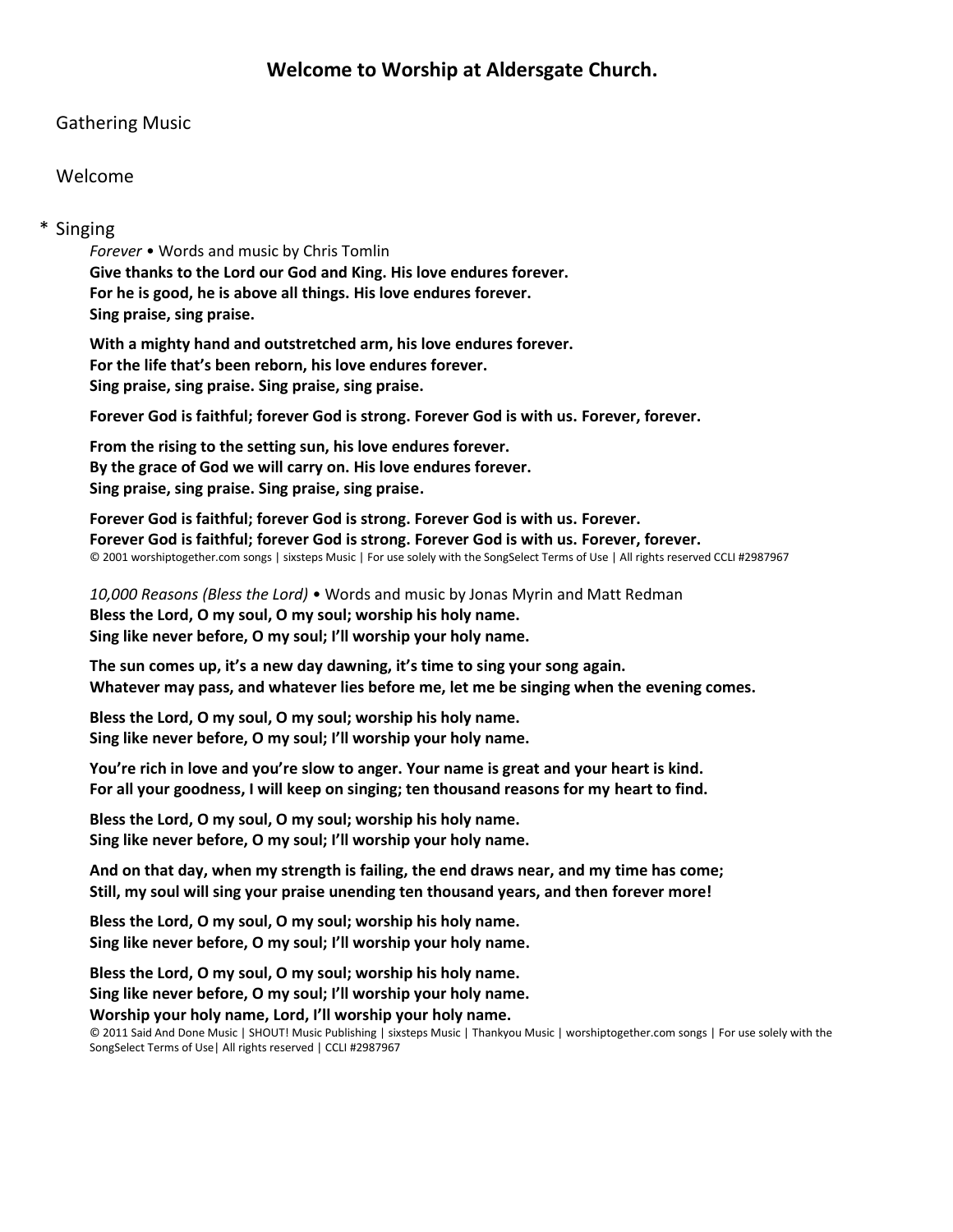# Welcome to Worship at Aldersgate Church.

Gathering Music

Welcome

\* Singing

*Forever* • Words and music by Chris Tomlin

**Give thanks to the Lord our God and King. His love endures forever.**
**For he is good, he is above all things. His love endures forever.**
**Sing praise, sing praise.**

**With a mighty hand and outstretched arm, his love endures forever.**
**For the life that's been reborn, his love endures forever.**
**Sing praise, sing praise. Sing praise, sing praise.**

**Forever God is faithful; forever God is strong. Forever God is with us. Forever, forever.**

**From the rising to the setting sun, his love endures forever.**
**By the grace of God we will carry on. His love endures forever.**
**Sing praise, sing praise. Sing praise, sing praise.**

**Forever God is faithful; forever God is strong. Forever God is with us. Forever.**
**Forever God is faithful; forever God is strong. Forever God is with us. Forever, forever.**

© 2001 worshiptogether.com songs | sixsteps Music | For use solely with the SongSelect Terms of Use | All rights reserved CCLI #2987967

*10,000 Reasons (Bless the Lord)* • Words and music by Jonas Myrin and Matt Redman

**Bless the Lord, O my soul, O my soul; worship his holy name.**
**Sing like never before, O my soul; I'll worship your holy name.**

**The sun comes up, it's a new day dawning, it's time to sing your song again.**
**Whatever may pass, and whatever lies before me, let me be singing when the evening comes.**

**Bless the Lord, O my soul, O my soul; worship his holy name.**
**Sing like never before, O my soul; I'll worship your holy name.**

**You're rich in love and you're slow to anger. Your name is great and your heart is kind.**
**For all your goodness, I will keep on singing; ten thousand reasons for my heart to find.**

**Bless the Lord, O my soul, O my soul; worship his holy name.**
**Sing like never before, O my soul; I'll worship your holy name.**

**And on that day, when my strength is failing, the end draws near, and my time has come;**
**Still, my soul will sing your praise unending ten thousand years, and then forever more!**

**Bless the Lord, O my soul, O my soul; worship his holy name.**
**Sing like never before, O my soul; I'll worship your holy name.**

**Bless the Lord, O my soul, O my soul; worship his holy name.**
**Sing like never before, O my soul; I'll worship your holy name.**
**Worship your holy name, Lord, I'll worship your holy name.**

© 2011 Said And Done Music | SHOUT! Music Publishing | sixsteps Music | Thankyou Music | worshiptogether.com songs | For use solely with the SongSelect Terms of Use| All rights reserved | CCLI #2987967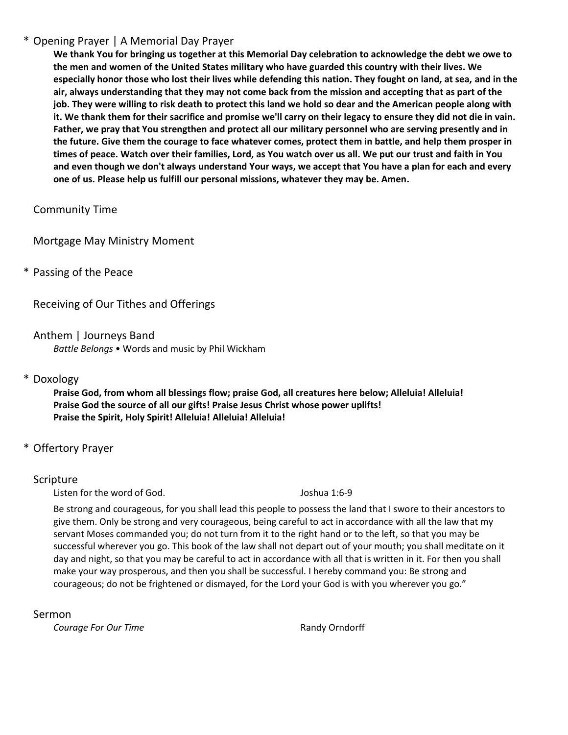\* Opening Prayer | A Memorial Day Prayer

**We thank You for bringing us together at this Memorial Day celebration to acknowledge the debt we owe to the men and women of the United States military who have guarded this country with their lives. We especially honor those who lost their lives while defending this nation. They fought on land, at sea, and in the air, always understanding that they may not come back from the mission and accepting that as part of the job. They were willing to risk death to protect this land we hold so dear and the American people along with it. We thank them for their sacrifice and promise we'll carry on their legacy to ensure they did not die in vain. Father, we pray that You strengthen and protect all our military personnel who are serving presently and in the future. Give them the courage to face whatever comes, protect them in battle, and help them prosper in times of peace. Watch over their families, Lord, as You watch over us all. We put our trust and faith in You and even though we don't always understand Your ways, we accept that You have a plan for each and every one of us. Please help us fulfill our personal missions, whatever they may be. Amen.**

Community Time

Mortgage May Ministry Moment

\* Passing of the Peace

Receiving of Our Tithes and Offerings

Anthem | Journeys Band

*Battle Belongs* • Words and music by Phil Wickham

\* Doxology

**Praise God, from whom all blessings flow; praise God, all creatures here below; Alleluia! Alleluia!**
**Praise God the source of all our gifts! Praise Jesus Christ whose power uplifts!**
**Praise the Spirit, Holy Spirit! Alleluia! Alleluia! Alleluia!**

\* Offertory Prayer

Scripture

Listen for the word of God. Joshua 1:6-9

Be strong and courageous, for you shall lead this people to possess the land that I swore to their ancestors to give them. Only be strong and very courageous, being careful to act in accordance with all the law that my servant Moses commanded you; do not turn from it to the right hand or to the left, so that you may be successful wherever you go. This book of the law shall not depart out of your mouth; you shall meditate on it day and night, so that you may be careful to act in accordance with all that is written in it. For then you shall make your way prosperous, and then you shall be successful. I hereby command you: Be strong and courageous; do not be frightened or dismayed, for the Lord your God is with you wherever you go."

Sermon

*Courage For Our Time* Randy Orndorff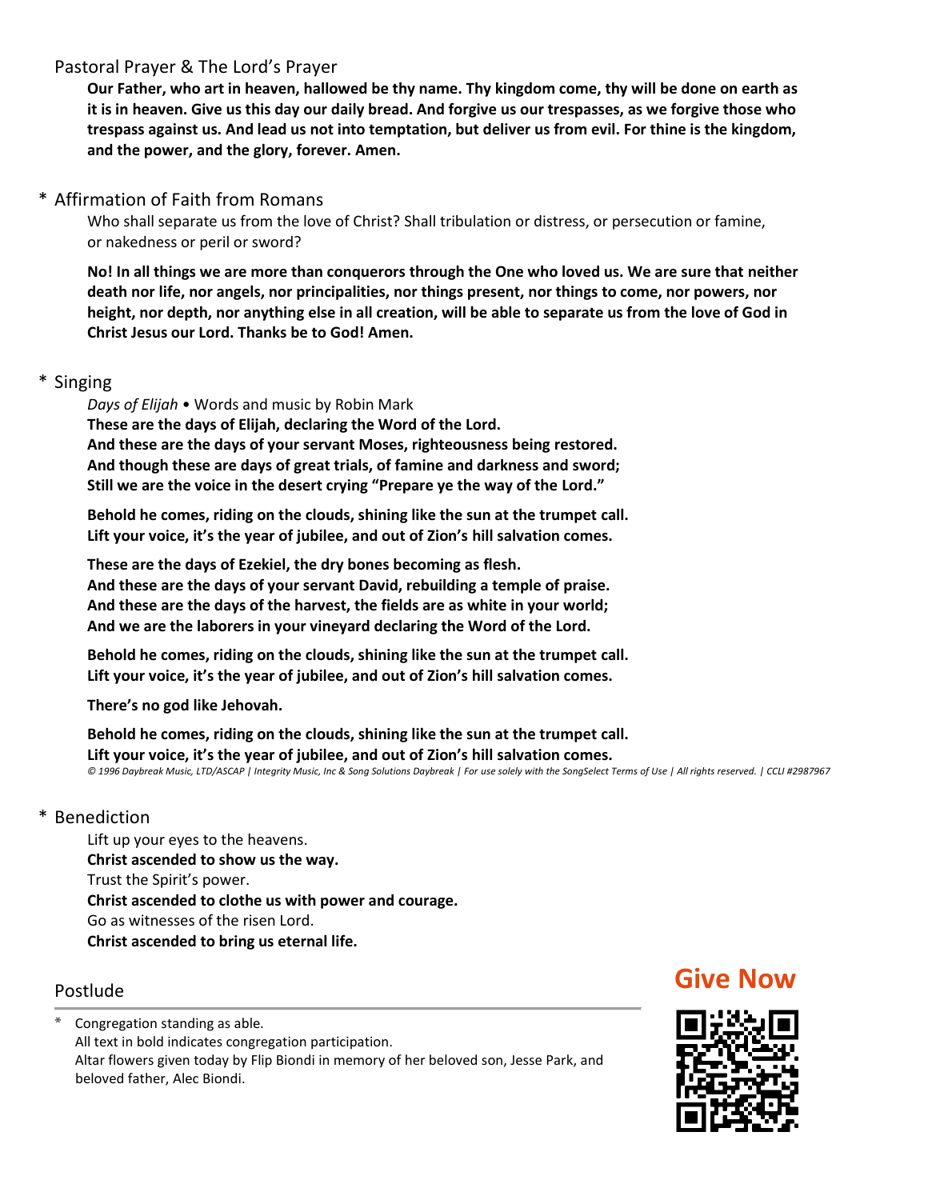## Pastoral Prayer & The Lord's Prayer

**Our Father, who art in heaven, hallowed be thy name. Thy kingdom come, thy will be done on earth as it is in heaven. Give us this day our daily bread. And forgive us our trespasses, as we forgive those who trespass against us. And lead us not into temptation, but deliver us from evil. For thine is the kingdom, and the power, and the glory, forever. Amen.**

## * Affirmation of Faith from Romans

Who shall separate us from the love of Christ? Shall tribulation or distress, or persecution or famine, or nakedness or peril or sword?

**No! In all things we are more than conquerors through the One who loved us. We are sure that neither death nor life, nor angels, nor principalities, nor things present, nor things to come, nor powers, nor height, nor depth, nor anything else in all creation, will be able to separate us from the love of God in Christ Jesus our Lord. Thanks be to God! Amen.**

## * Singing

*Days of Elijah* • Words and music by Robin Mark

**These are the days of Elijah, declaring the Word of the Lord.**
**And these are the days of your servant Moses, righteousness being restored.**
**And though these are days of great trials, of famine and darkness and sword;**
**Still we are the voice in the desert crying "Prepare ye the way of the Lord."**

**Behold he comes, riding on the clouds, shining like the sun at the trumpet call.**
**Lift your voice, it's the year of jubilee, and out of Zion's hill salvation comes.**

**These are the days of Ezekiel, the dry bones becoming as flesh.**
**And these are the days of your servant David, rebuilding a temple of praise.**
**And these are the days of the harvest, the fields are as white in your world;**
**And we are the laborers in your vineyard declaring the Word of the Lord.**

**Behold he comes, riding on the clouds, shining like the sun at the trumpet call.**
**Lift your voice, it's the year of jubilee, and out of Zion's hill salvation comes.**

**There's no god like Jehovah.**

**Behold he comes, riding on the clouds, shining like the sun at the trumpet call.**
**Lift your voice, it's the year of jubilee, and out of Zion's hill salvation comes.**

*© 1996 Daybreak Music, LTD/ASCAP | Integrity Music, Inc & Song Solutions Daybreak | For use solely with the SongSelect Terms of Use | All rights reserved. | CCLI #2987967*

## * Benediction

Lift up your eyes to the heavens.
**Christ ascended to show us the way.**
Trust the Spirit's power.
**Christ ascended to clothe us with power and courage.**
Go as witnesses of the risen Lord.
**Christ ascended to bring us eternal life.**

## Postlude

**Give Now**

\* Congregation standing as able.
All text in bold indicates congregation participation.
Altar flowers given today by Flip Biondi in memory of her beloved son, Jesse Park, and beloved father, Alec Biondi.